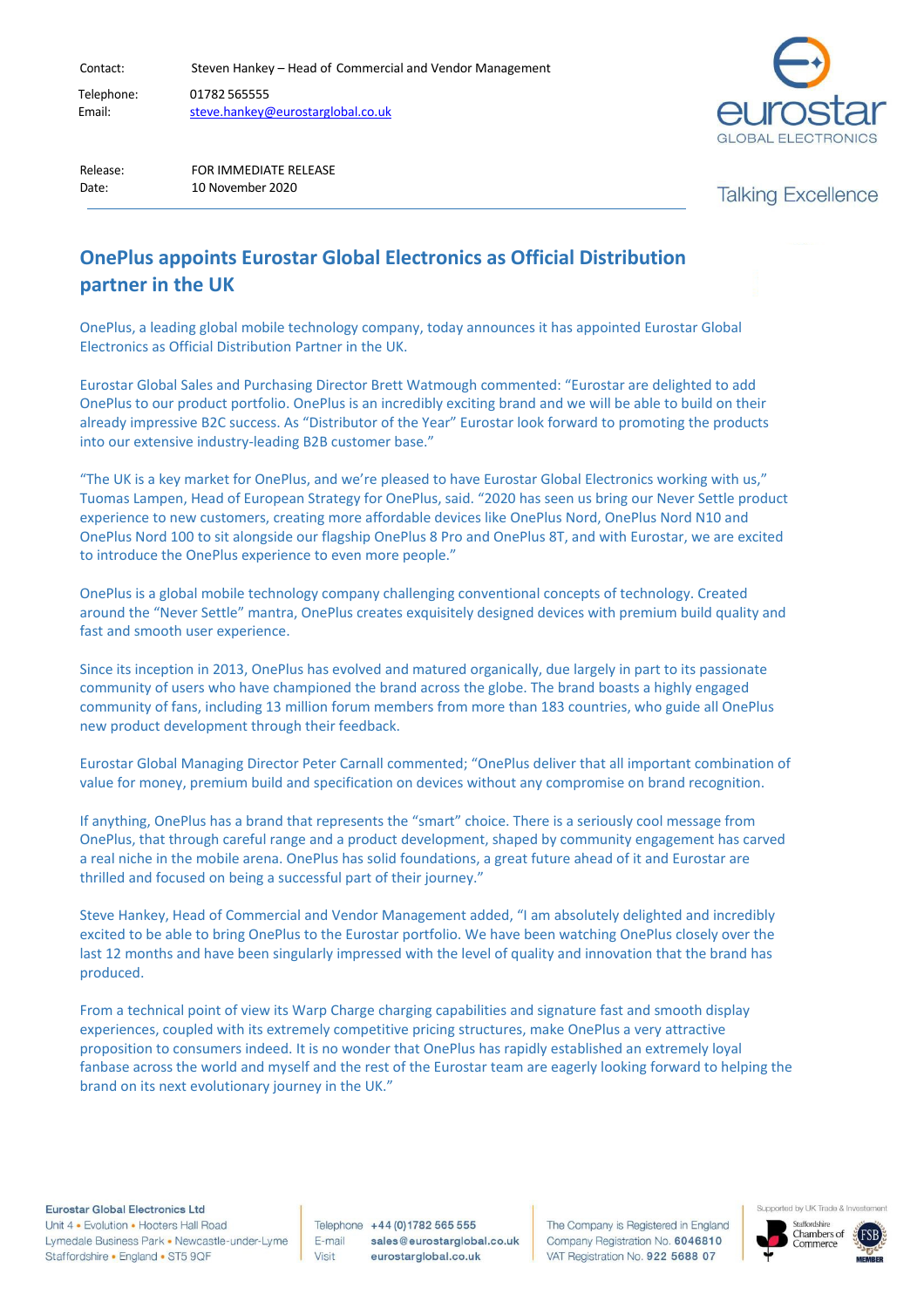| | |
|---|---|
| Contact: | Steven Hankey – Head of Commercial and Vendor Management |
| Telephone: | 01782 565555 |
| Email: | steve.hankey@eurostarglobal.co.uk |

eurostar GLOBAL ELECTRONICS

| | |
|---|---|
| Release: | FOR IMMEDIATE RELEASE |
| Date: | 10 November 2020 |

Talking Excellence

# OnePlus appoints Eurostar Global Electronics as Official Distribution partner in the UK

OnePlus, a leading global mobile technology company, today announces it has appointed Eurostar Global Electronics as Official Distribution Partner in the UK.

Eurostar Global Sales and Purchasing Director Brett Watmough commented: "Eurostar are delighted to add OnePlus to our product portfolio. OnePlus is an incredibly exciting brand and we will be able to build on their already impressive B2C success. As "Distributor of the Year" Eurostar look forward to promoting the products into our extensive industry-leading B2B customer base."

"The UK is a key market for OnePlus, and we're pleased to have Eurostar Global Electronics working with us," Tuomas Lampen, Head of European Strategy for OnePlus, said. "2020 has seen us bring our Never Settle product experience to new customers, creating more affordable devices like OnePlus Nord, OnePlus Nord N10 and OnePlus Nord 100 to sit alongside our flagship OnePlus 8 Pro and OnePlus 8T, and with Eurostar, we are excited to introduce the OnePlus experience to even more people."

OnePlus is a global mobile technology company challenging conventional concepts of technology. Created around the "Never Settle" mantra, OnePlus creates exquisitely designed devices with premium build quality and fast and smooth user experience.

Since its inception in 2013, OnePlus has evolved and matured organically, due largely in part to its passionate community of users who have championed the brand across the globe. The brand boasts a highly engaged community of fans, including 13 million forum members from more than 183 countries, who guide all OnePlus new product development through their feedback.

Eurostar Global Managing Director Peter Carnall commented; "OnePlus deliver that all important combination of value for money, premium build and specification on devices without any compromise on brand recognition.

If anything, OnePlus has a brand that represents the "smart" choice. There is a seriously cool message from OnePlus, that through careful range and a product development, shaped by community engagement has carved a real niche in the mobile arena. OnePlus has solid foundations, a great future ahead of it and Eurostar are thrilled and focused on being a successful part of their journey."

Steve Hankey, Head of Commercial and Vendor Management added, "I am absolutely delighted and incredibly excited to be able to bring OnePlus to the Eurostar portfolio. We have been watching OnePlus closely over the last 12 months and have been singularly impressed with the level of quality and innovation that the brand has produced.

From a technical point of view its Warp Charge charging capabilities and signature fast and smooth display experiences, coupled with its extremely competitive pricing structures, make OnePlus a very attractive proposition to consumers indeed. It is no wonder that OnePlus has rapidly established an extremely loyal fanbase across the world and myself and the rest of the Eurostar team are eagerly looking forward to helping the brand on its next evolutionary journey in the UK."

**Eurostar Global Electronics Ltd**
Unit 4 • Evolution • Hooters Hall Road
Lymedale Business Park • Newcastle-under-Lyme
Staffordshire • England • ST5 9QF

Telephone **+44 (0)1782 565 555**
E-mail **sales@eurostarglobal.co.uk**
Visit **eurostarglobal.co.uk**

The Company is Registered in England
Company Registration No. **6046810**
VAT Registration No. **922 5688 07**

Supported by UK Trade & Investment
Staffordshire Chambers of Commerce
FSB MEMBER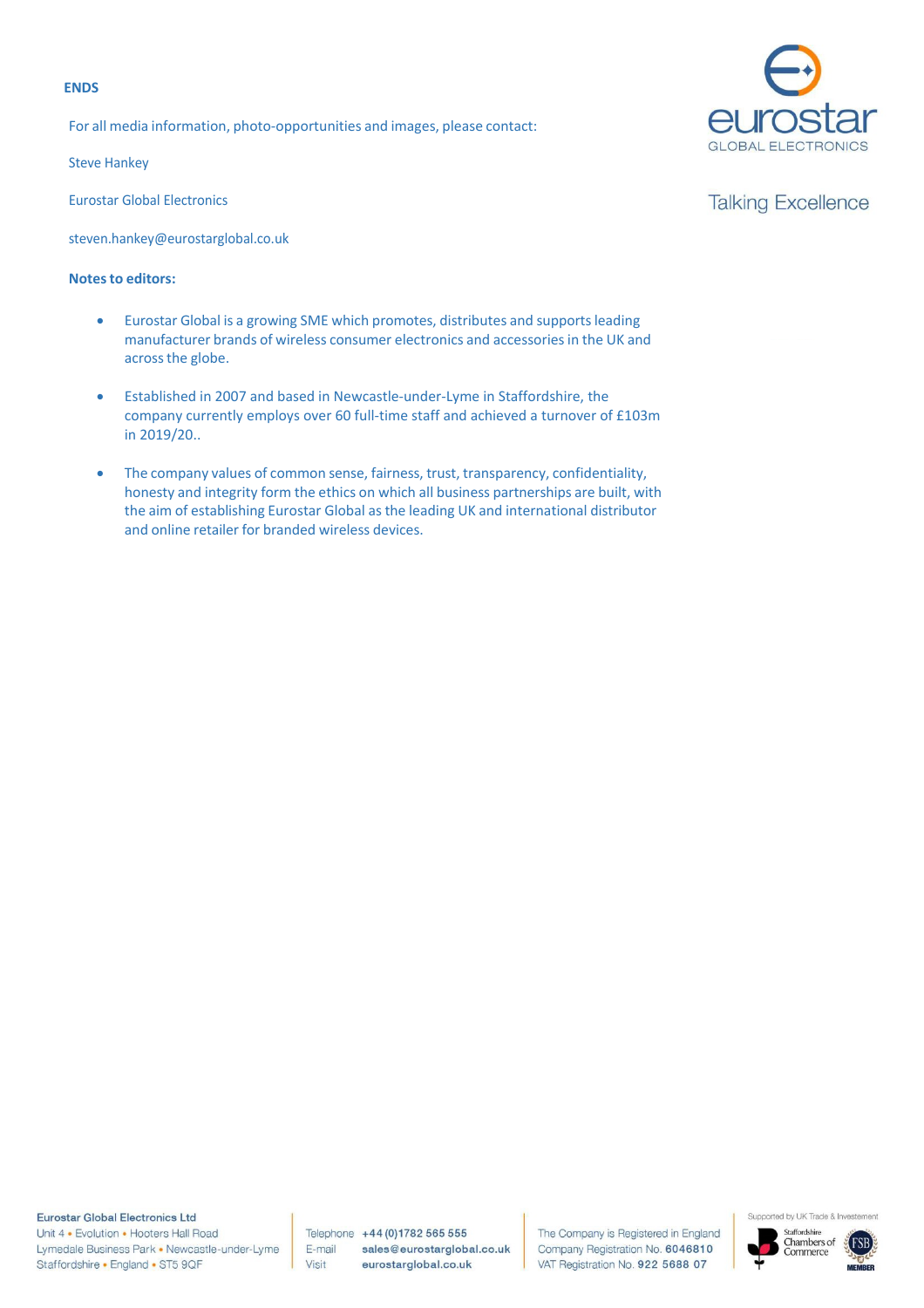**ENDS**

For all media information, photo-opportunities and images, please contact:

Steve Hankey

Eurostar Global Electronics

steven.hankey@eurostarglobal.co.uk

**Notes to editors:**

- Eurostar Global is a growing SME which promotes, distributes and supports leading manufacturer brands of wireless consumer electronics and accessories in the UK and across the globe.
- Established in 2007 and based in Newcastle-under-Lyme in Staffordshire, the company currently employs over 60 full-time staff and achieved a turnover of £103m in 2019/20..
- The company values of common sense, fairness, trust, transparency, confidentiality, honesty and integrity form the ethics on which all business partnerships are built, with the aim of establishing Eurostar Global as the leading UK and international distributor and online retailer for branded wireless devices.

**Eurostar Global Electronics Ltd**
Unit 4 • Evolution • Hooters Hall Road
Lymedale Business Park • Newcastle-under-Lyme
Staffordshire • England • ST5 9QF

Telephone **+44 (0)1782 565 555**
E-mail **sales@eurostarglobal.co.uk**
Visit **eurostarglobal.co.uk**

The Company is Registered in England
Company Registration No. **6046810**
VAT Registration No. **922 5688 07**

Supported by UK Trade & Investment